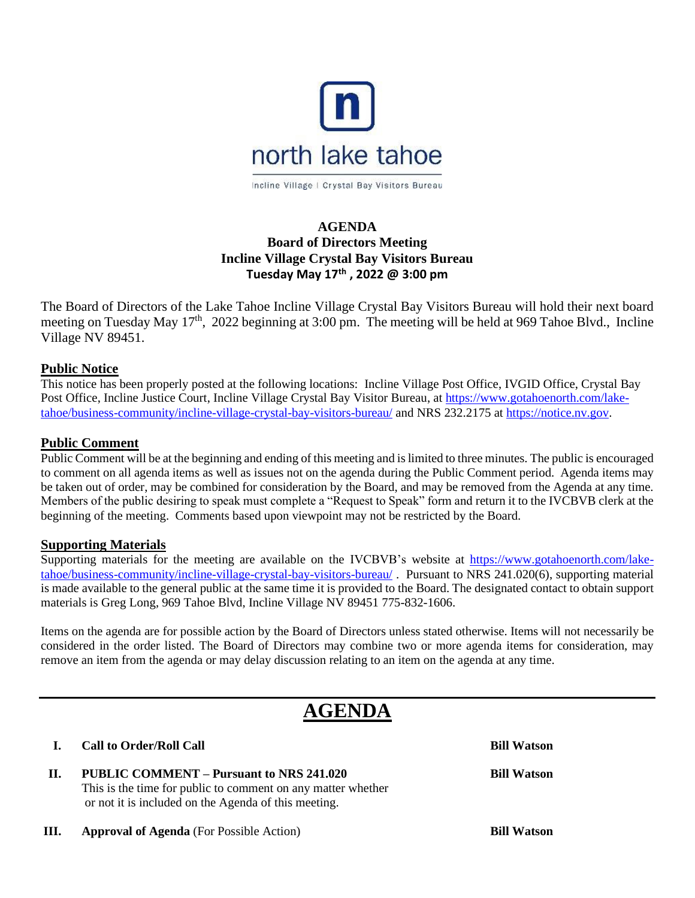north lake tahoe

Incline Village | Crystal Bay Visitors Bureau

**AGENDA**
**Board of Directors Meeting**
**Incline Village Crystal Bay Visitors Bureau**
**Tuesday May 17th , 2022 @ 3:00 pm**

The Board of Directors of the Lake Tahoe Incline Village Crystal Bay Visitors Bureau will hold their next board meeting on Tuesday May 17th, 2022 beginning at 3:00 pm. The meeting will be held at 969 Tahoe Blvd., Incline Village NV 89451.

## Public Notice

This notice has been properly posted at the following locations: Incline Village Post Office, IVGID Office, Crystal Bay Post Office, Incline Justice Court, Incline Village Crystal Bay Visitor Bureau, at https://www.gotahoenorth.com/lake-tahoe/business-community/incline-village-crystal-bay-visitors-bureau/ and NRS 232.2175 at https://notice.nv.gov.

## Public Comment

Public Comment will be at the beginning and ending of this meeting and is limited to three minutes. The public is encouraged to comment on all agenda items as well as issues not on the agenda during the Public Comment period. Agenda items may be taken out of order, may be combined for consideration by the Board, and may be removed from the Agenda at any time. Members of the public desiring to speak must complete a "Request to Speak" form and return it to the IVCBVB clerk at the beginning of the meeting. Comments based upon viewpoint may not be restricted by the Board.

## Supporting Materials

Supporting materials for the meeting are available on the IVCBVB's website at https://www.gotahoenorth.com/lake-tahoe/business-community/incline-village-crystal-bay-visitors-bureau/ . Pursuant to NRS 241.020(6), supporting material is made available to the general public at the same time it is provided to the Board. The designated contact to obtain support materials is Greg Long, 969 Tahoe Blvd, Incline Village NV 89451 775-832-1606.

Items on the agenda are for possible action by the Board of Directors unless stated otherwise. Items will not necessarily be considered in the order listed. The Board of Directors may combine two or more agenda items for consideration, may remove an item from the agenda or may delay discussion relating to an item on the agenda at any time.

# AGENDA

**I. Call to Order/Roll Call** — **Bill Watson**

**II. PUBLIC COMMENT – Pursuant to NRS 241.020** — **Bill Watson**
This is the time for public to comment on any matter whether or not it is included on the Agenda of this meeting.

**III. Approval of Agenda** (For Possible Action) — **Bill Watson**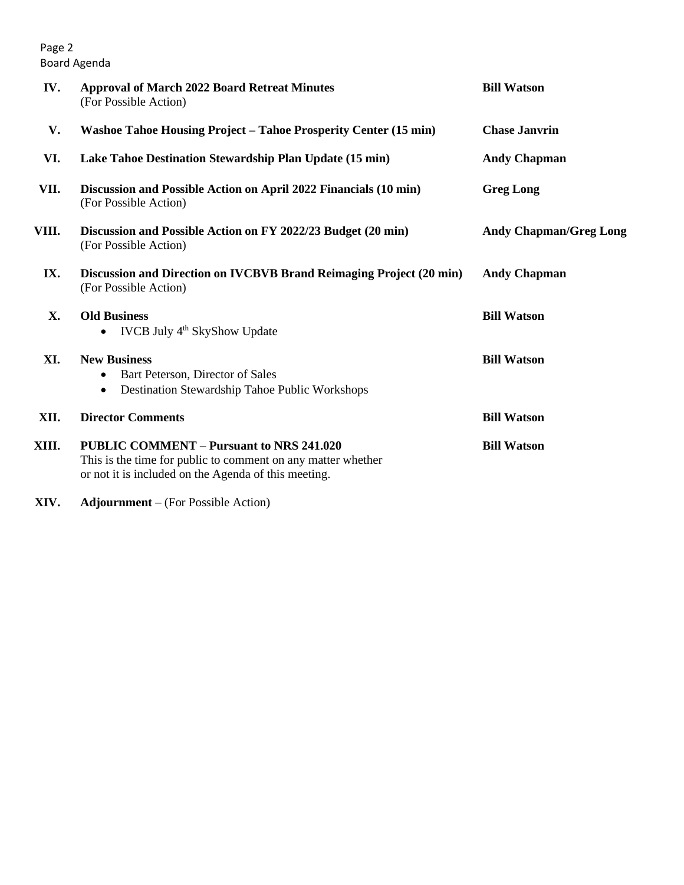| | | |
|---|---|---|
| **IV.** | **Approval of March 2022 Board Retreat Minutes**<br>(For Possible Action) | **Bill Watson** |
| **V.** | **Washoe Tahoe Housing Project – Tahoe Prosperity Center (15 min)** | **Chase Janvrin** |
| **VI.** | **Lake Tahoe Destination Stewardship Plan Update (15 min)** | **Andy Chapman** |
| **VII.** | **Discussion and Possible Action on April 2022 Financials (10 min)**<br>(For Possible Action) | **Greg Long** |
| **VIII.** | **Discussion and Possible Action on FY 2022/23 Budget (20 min)**<br>(For Possible Action) | **Andy Chapman/Greg Long** |
| **IX.** | **Discussion and Direction on IVCBVB Brand Reimaging Project (20 min)**<br>(For Possible Action) | **Andy Chapman** |
| **X.** | **Old Business**<br>• IVCB July 4th SkyShow Update | **Bill Watson** |
| **XI.** | **New Business**<br>• Bart Peterson, Director of Sales<br>• Destination Stewardship Tahoe Public Workshops | **Bill Watson** |
| **XII.** | **Director Comments** | **Bill Watson** |
| **XIII.** | **PUBLIC COMMENT – Pursuant to NRS 241.020**<br>This is the time for public to comment on any matter whether or not it is included on the Agenda of this meeting. | **Bill Watson** |
| **XIV.** | **Adjournment** – (For Possible Action) | |